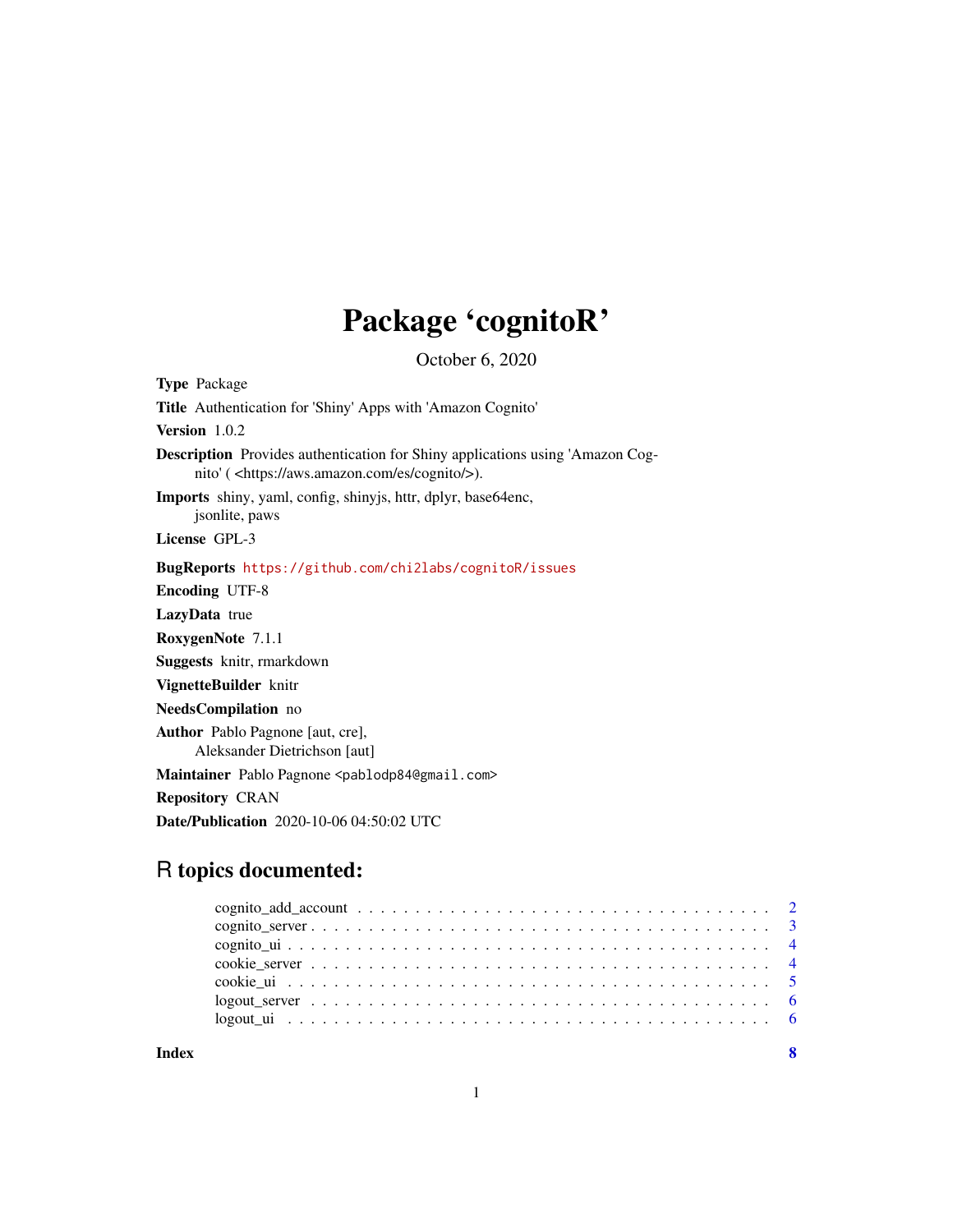# Package 'cognitoR'

October 6, 2020

**Type** Package

**Title** Authentication for 'Shiny' Apps with 'Amazon Cognito'

**Version** 1.0.2

**Description** Provides authentication for Shiny applications using 'Amazon Cognito' ( <https://aws.amazon.com/es/cognito/>).

**Imports** shiny, yaml, config, shinyjs, httr, dplyr, base64enc, jsonlite, paws

**License** GPL-3

**BugReports** https://github.com/chi2labs/cognitoR/issues

**Encoding** UTF-8

**LazyData** true

**RoxygenNote** 7.1.1

**Suggests** knitr, rmarkdown

**VignetteBuilder** knitr

**NeedsCompilation** no

**Author** Pablo Pagnone [aut, cre], Aleksander Dietrichson [aut]

**Maintainer** Pablo Pagnone <pablodp84@gmail.com>

**Repository** CRAN

**Date/Publication** 2020-10-06 04:50:02 UTC

## R topics documented:

- cognito_add_account . . . . . . . . . . . . . . . . . . . . . . . . . . . . . . . . . . 2
- cognito_server . . . . . . . . . . . . . . . . . . . . . . . . . . . . . . . . . . . . . . 3
- cognito_ui . . . . . . . . . . . . . . . . . . . . . . . . . . . . . . . . . . . . . . . . 4
- cookie_server . . . . . . . . . . . . . . . . . . . . . . . . . . . . . . . . . . . . . . 4
- cookie_ui . . . . . . . . . . . . . . . . . . . . . . . . . . . . . . . . . . . . . . . . 5
- logout_server . . . . . . . . . . . . . . . . . . . . . . . . . . . . . . . . . . . . . . 6
- logout_ui . . . . . . . . . . . . . . . . . . . . . . . . . . . . . . . . . . . . . . . . 6

**Index** 8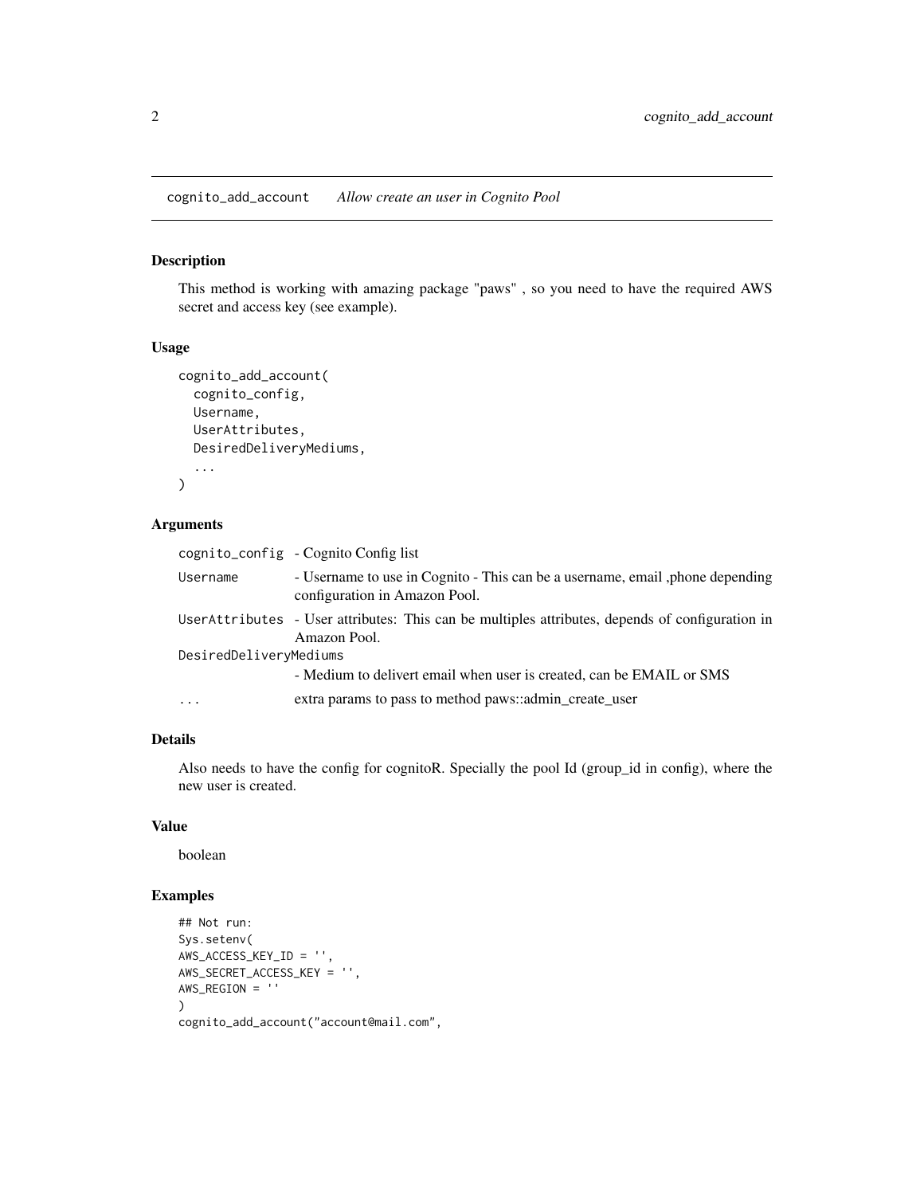## cognito_add_account *Allow create an user in Cognito Pool*

### Description

This method is working with amazing package "paws" , so you need to have the required AWS secret and access key (see example).

### Usage

```
cognito_add_account(
  cognito_config,
  Username,
  UserAttributes,
  DesiredDeliveryMediums,
  ...
)
```

### Arguments

| | |
|---|---|
| cognito_config | - Cognito Config list |
| Username | - Username to use in Cognito - This can be a username, email ,phone depending configuration in Amazon Pool. |
| UserAttributes | - User attributes: This can be multiples attributes, depends of configuration in Amazon Pool. |
| DesiredDeliveryMediums | - Medium to delivert email when user is created, can be EMAIL or SMS |
| ... | extra params to pass to method paws::admin_create_user |

### Details

Also needs to have the config for cognitoR. Specially the pool Id (group_id in config), where the new user is created.

### Value

boolean

### Examples

```
## Not run:
Sys.setenv(
AWS_ACCESS_KEY_ID = '',
AWS_SECRET_ACCESS_KEY = '',
AWS_REGION = ''
)
cognito_add_account("account@mail.com",
```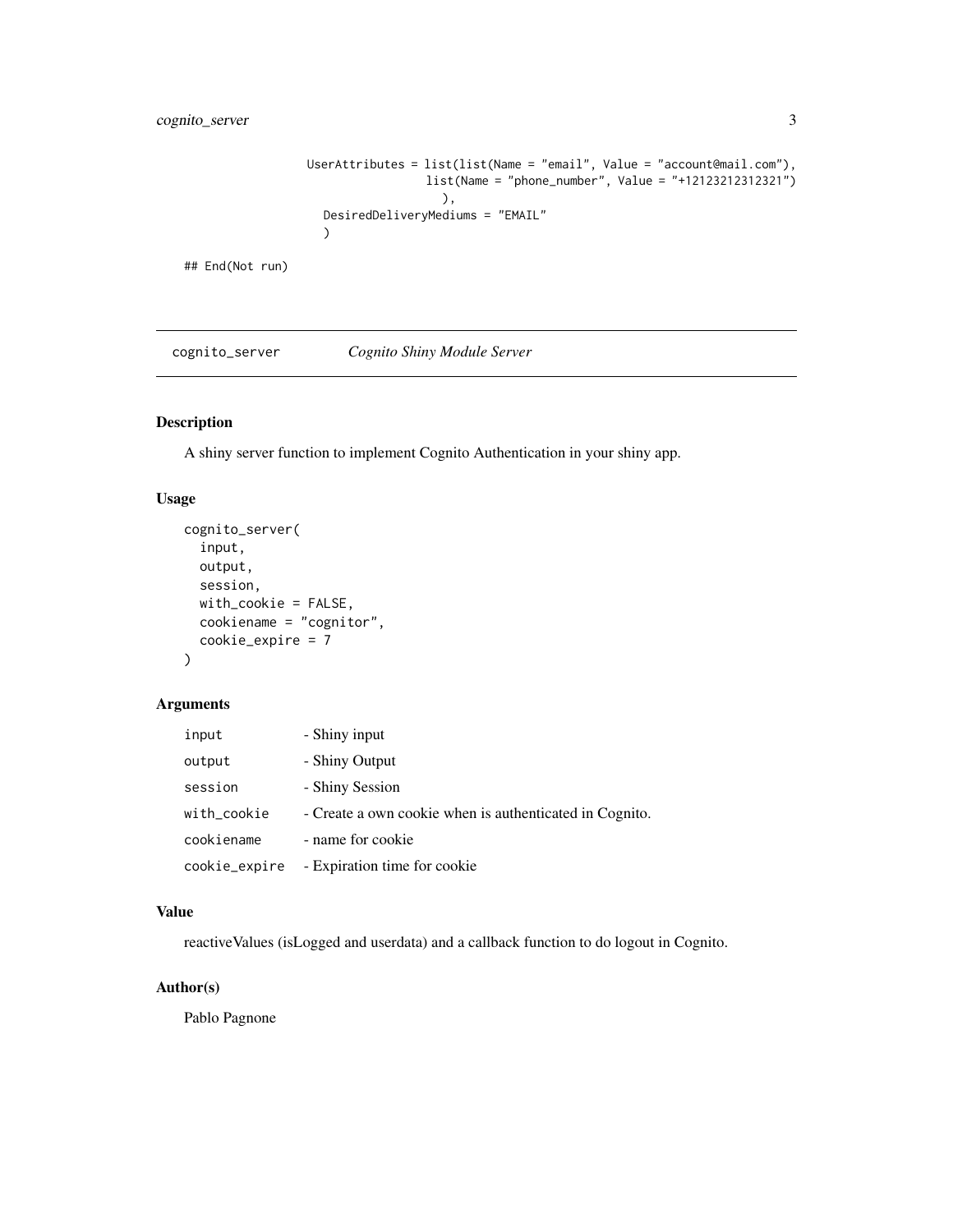```
                    UserAttributes = list(list(Name = "email", Value = "account@mail.com"),
                                   list(Name = "phone_number", Value = "+12123212312321")
                                     ),
                      DesiredDeliveryMediums = "EMAIL"
                      )

## End(Not run)
```

## cognito_server — *Cognito Shiny Module Server*

### Description

A shiny server function to implement Cognito Authentication in your shiny app.

### Usage

```
cognito_server(
  input,
  output,
  session,
  with_cookie = FALSE,
  cookiename = "cognitor",
  cookie_expire = 7
)
```

### Arguments

| | |
|---|---|
| input | - Shiny input |
| output | - Shiny Output |
| session | - Shiny Session |
| with_cookie | - Create a own cookie when is authenticated in Cognito. |
| cookiename | - name for cookie |
| cookie_expire | - Expiration time for cookie |

### Value

reactiveValues (isLogged and userdata) and a callback function to do logout in Cognito.

### Author(s)

Pablo Pagnone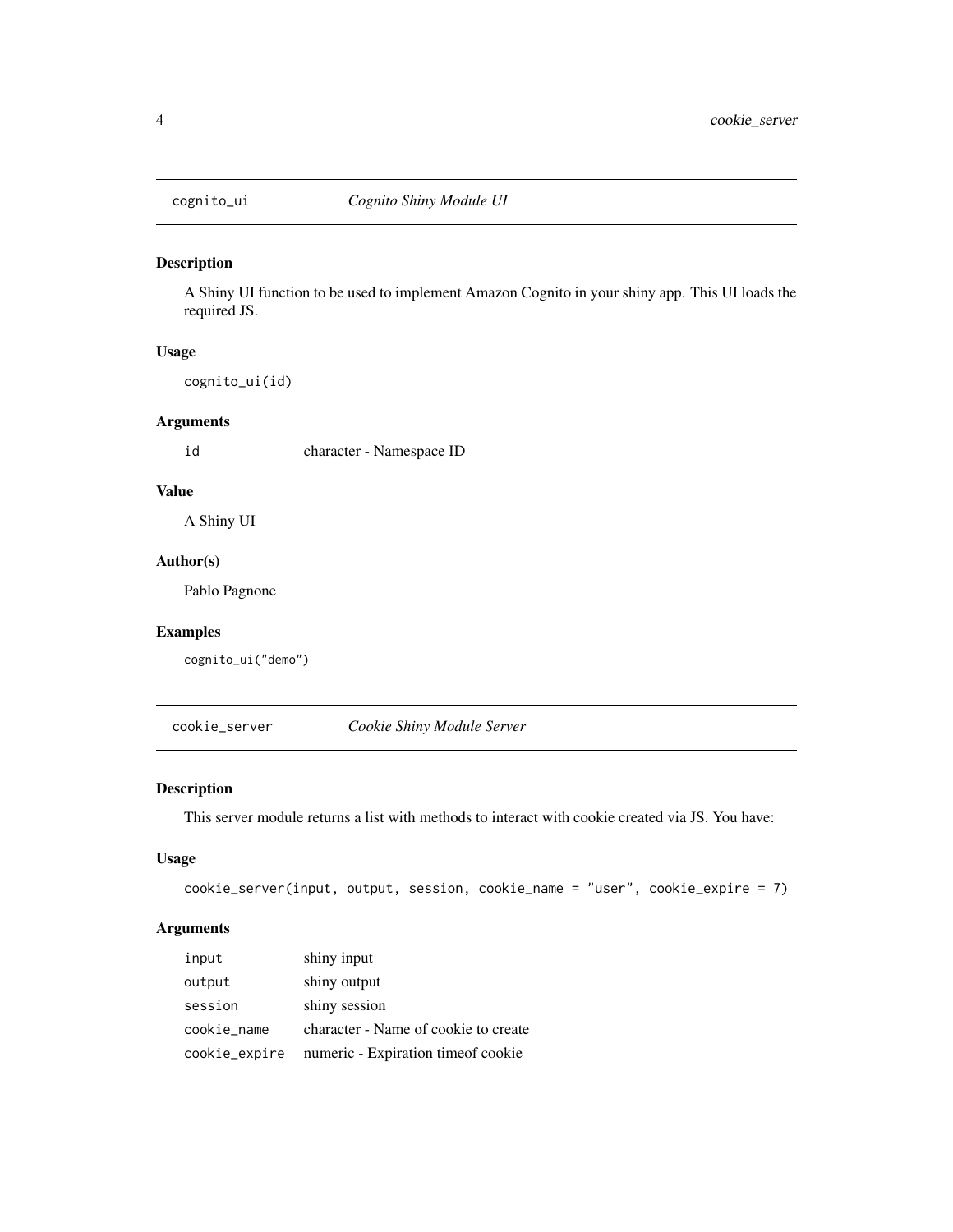## cognito_ui *Cognito Shiny Module UI*

### Description

A Shiny UI function to be used to implement Amazon Cognito in your shiny app. This UI loads the required JS.

### Usage

```
cognito_ui(id)
```

### Arguments

| | |
|---|---|
| id | character - Namespace ID |

### Value

A Shiny UI

### Author(s)

Pablo Pagnone

### Examples

```
cognito_ui("demo")
```

## cookie_server *Cookie Shiny Module Server*

### Description

This server module returns a list with methods to interact with cookie created via JS. You have:

### Usage

```
cookie_server(input, output, session, cookie_name = "user", cookie_expire = 7)
```

### Arguments

| | |
|---|---|
| input | shiny input |
| output | shiny output |
| session | shiny session |
| cookie_name | character - Name of cookie to create |
| cookie_expire | numeric - Expiration timeof cookie |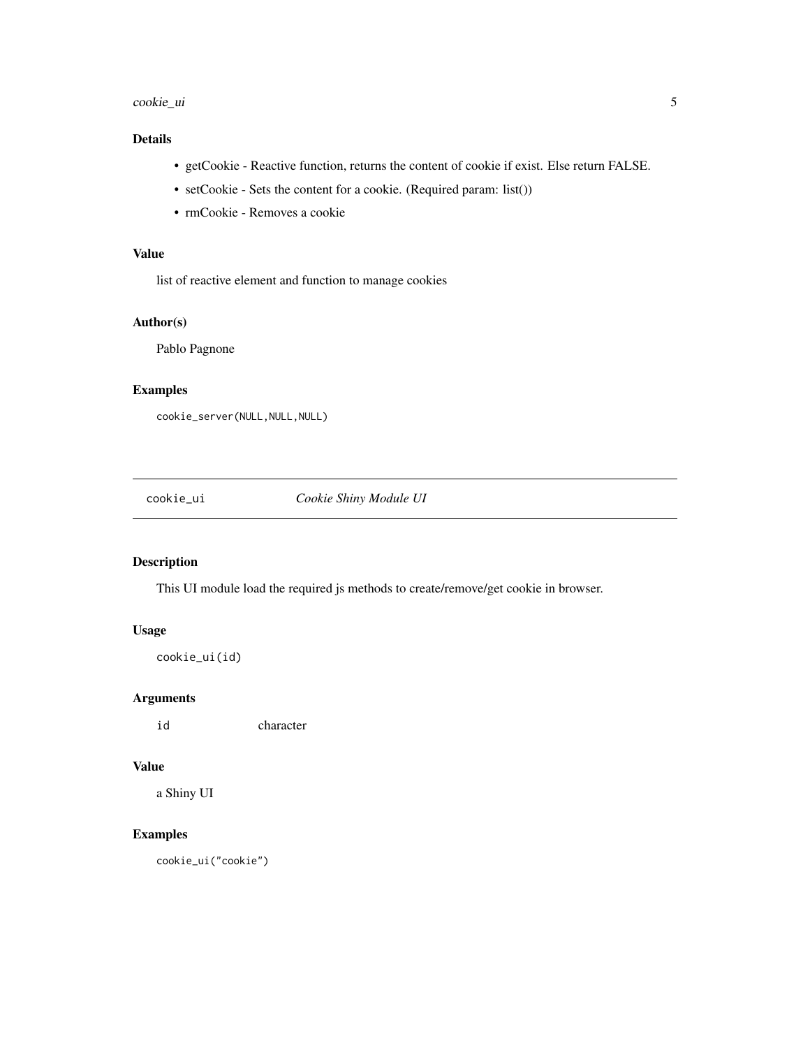### Details

- getCookie - Reactive function, returns the content of cookie if exist. Else return FALSE.
- setCookie - Sets the content for a cookie. (Required param: list())
- rmCookie - Removes a cookie

### Value

list of reactive element and function to manage cookies

### Author(s)

Pablo Pagnone

### Examples

```
cookie_server(NULL,NULL,NULL)
```

---

## cookie_ui — *Cookie Shiny Module UI*

### Description

This UI module load the required js methods to create/remove/get cookie in browser.

### Usage

```
cookie_ui(id)
```

### Arguments

| | |
|---|---|
| id | character |

### Value

a Shiny UI

### Examples

```
cookie_ui("cookie")
```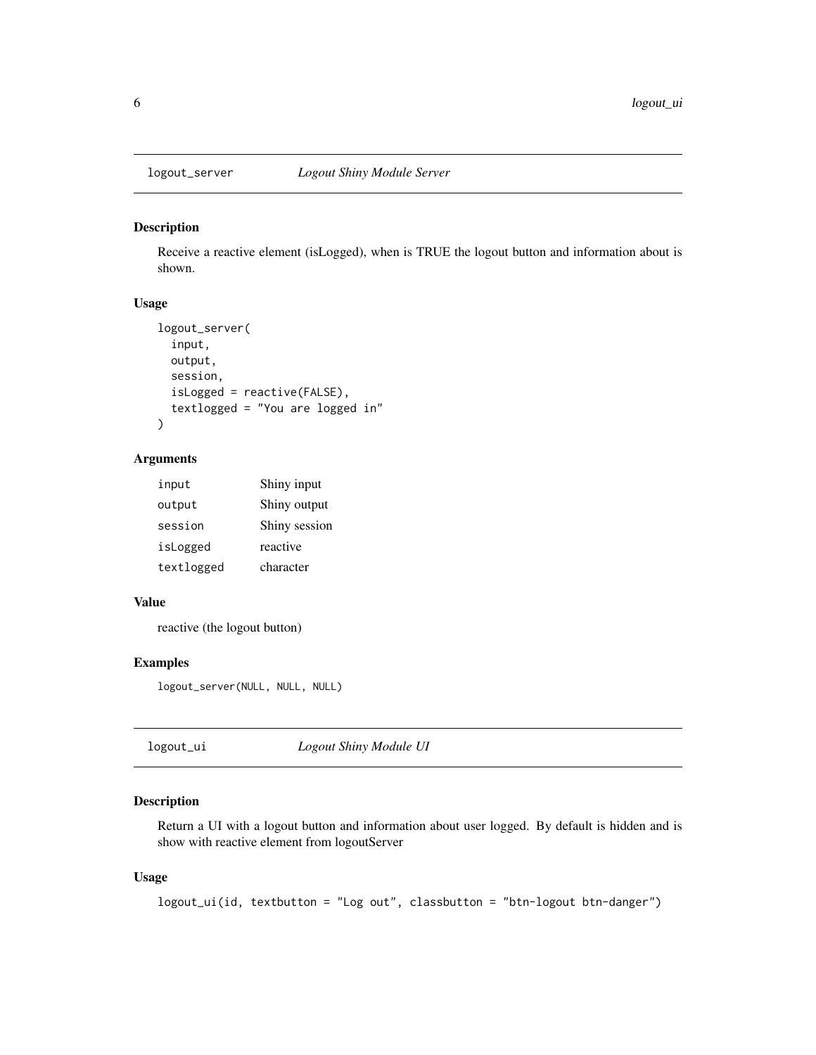## logout_server *Logout Shiny Module Server*

### Description

Receive a reactive element (isLogged), when is TRUE the logout button and information about is shown.

### Usage

```
logout_server(
  input,
  output,
  session,
  isLogged = reactive(FALSE),
  textlogged = "You are logged in"
)
```

### Arguments

| | |
|---|---|
| input | Shiny input |
| output | Shiny output |
| session | Shiny session |
| isLogged | reactive |
| textlogged | character |

### Value

reactive (the logout button)

### Examples

```
logout_server(NULL, NULL, NULL)
```

## logout_ui *Logout Shiny Module UI*

### Description

Return a UI with a logout button and information about user logged. By default is hidden and is show with reactive element from logoutServer

### Usage

```
logout_ui(id, textbutton = "Log out", classbutton = "btn-logout btn-danger")
```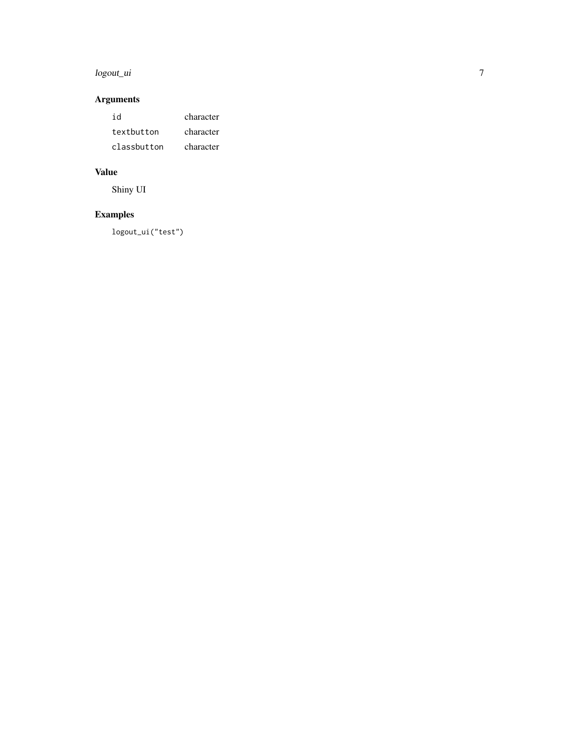## Arguments

| | |
|---|---|
| `id` | character |
| `textbutton` | character |
| `classbutton` | character |

## Value

Shiny UI

## Examples

```
logout_ui("test")
```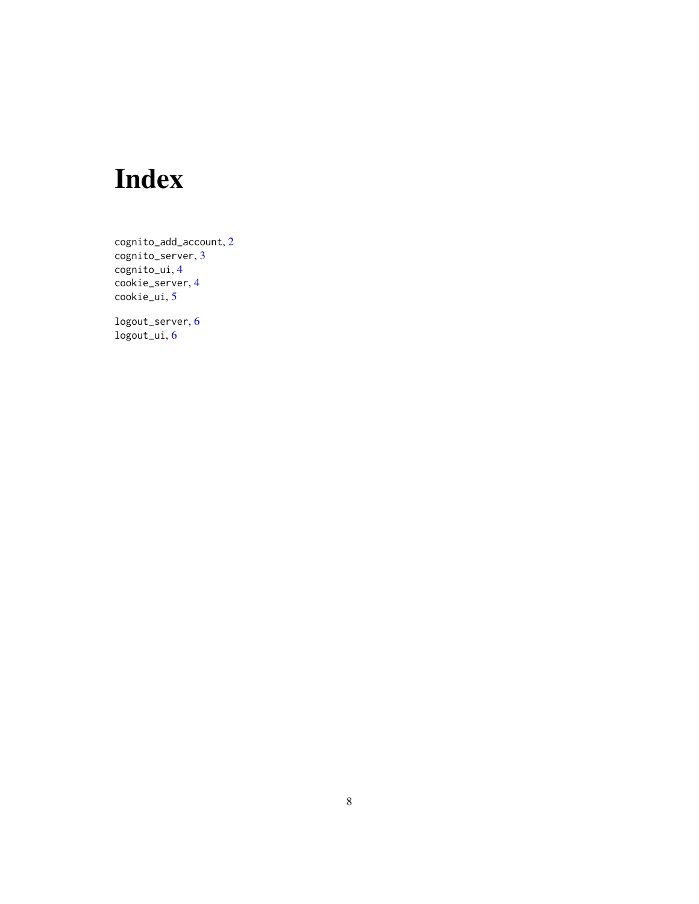# Index

cognito_add_account, 2
cognito_server, 3
cognito_ui, 4
cookie_server, 4
cookie_ui, 5

logout_server, 6
logout_ui, 6